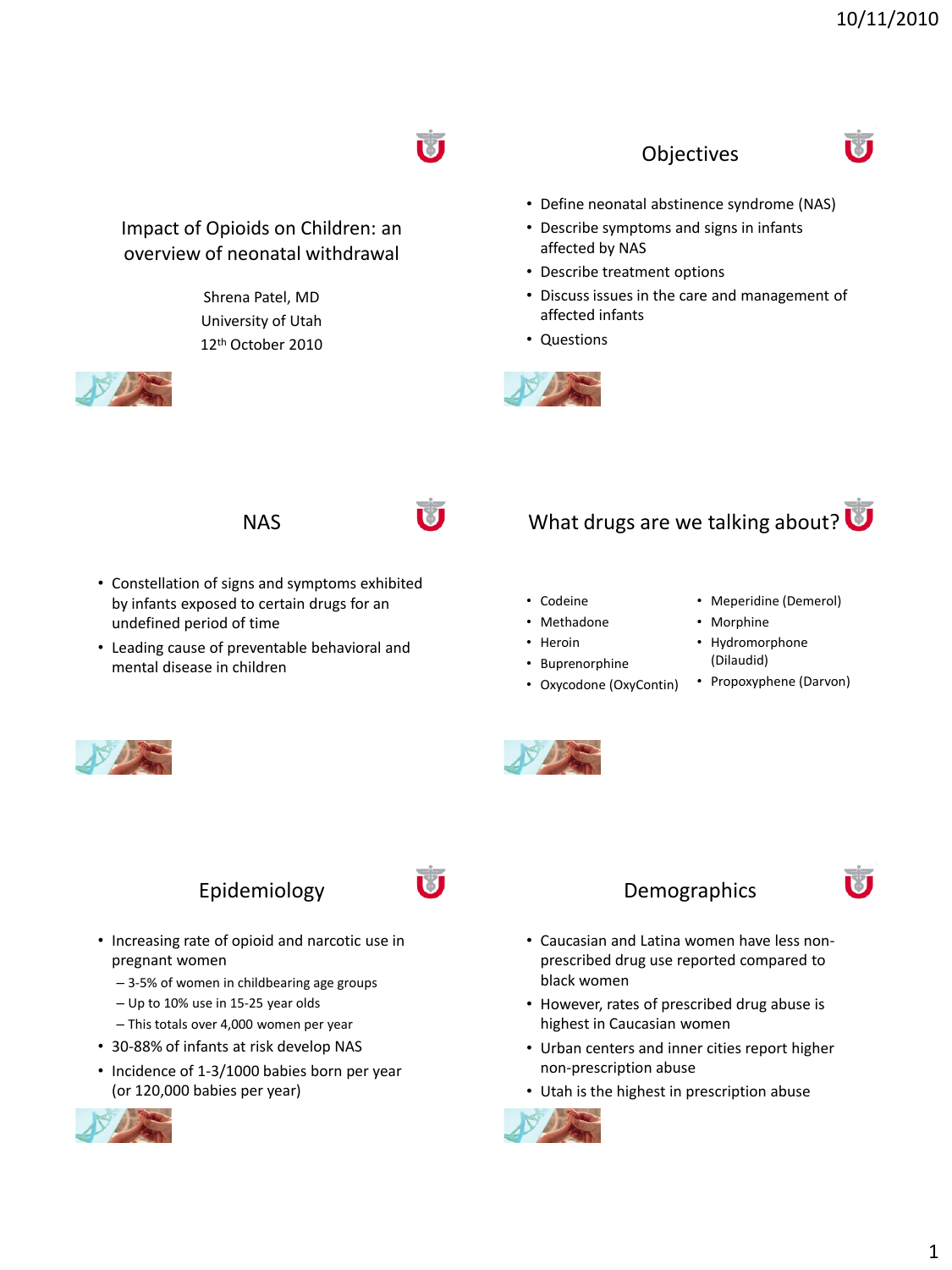# Impact of Opioids on Children: an overview of neonatal withdrawal

Shrena Patel, MD
University of Utah
12th October 2010

## Objectives

- Define neonatal abstinence syndrome (NAS)
- Describe symptoms and signs in infants affected by NAS
- Describe treatment options
- Discuss issues in the care and management of affected infants
- Questions

## NAS

- Constellation of signs and symptoms exhibited by infants exposed to certain drugs for an undefined period of time
- Leading cause of preventable behavioral and mental disease in children

## What drugs are we talking about?

- Codeine
- Methadone
- Heroin
- Buprenorphine
- Oxycodone (OxyContin)
- Meperidine (Demerol)
- Morphine
- Hydromorphone (Dilaudid)
- Propoxyphene (Darvon)

## Epidemiology

- Increasing rate of opioid and narcotic use in pregnant women
  - 3-5% of women in childbearing age groups
  - Up to 10% use in 15-25 year olds
    - This totals over 4,000 women per year
- 30-88% of infants at risk develop NAS
- Incidence of 1-3/1000 babies born per year (or 120,000 babies per year)

## Demographics

- Caucasian and Latina women have less non-prescribed drug use reported compared to black women
- However, rates of prescribed drug abuse is highest in Caucasian women
- Urban centers and inner cities report higher non-prescription abuse
- Utah is the highest in prescription abuse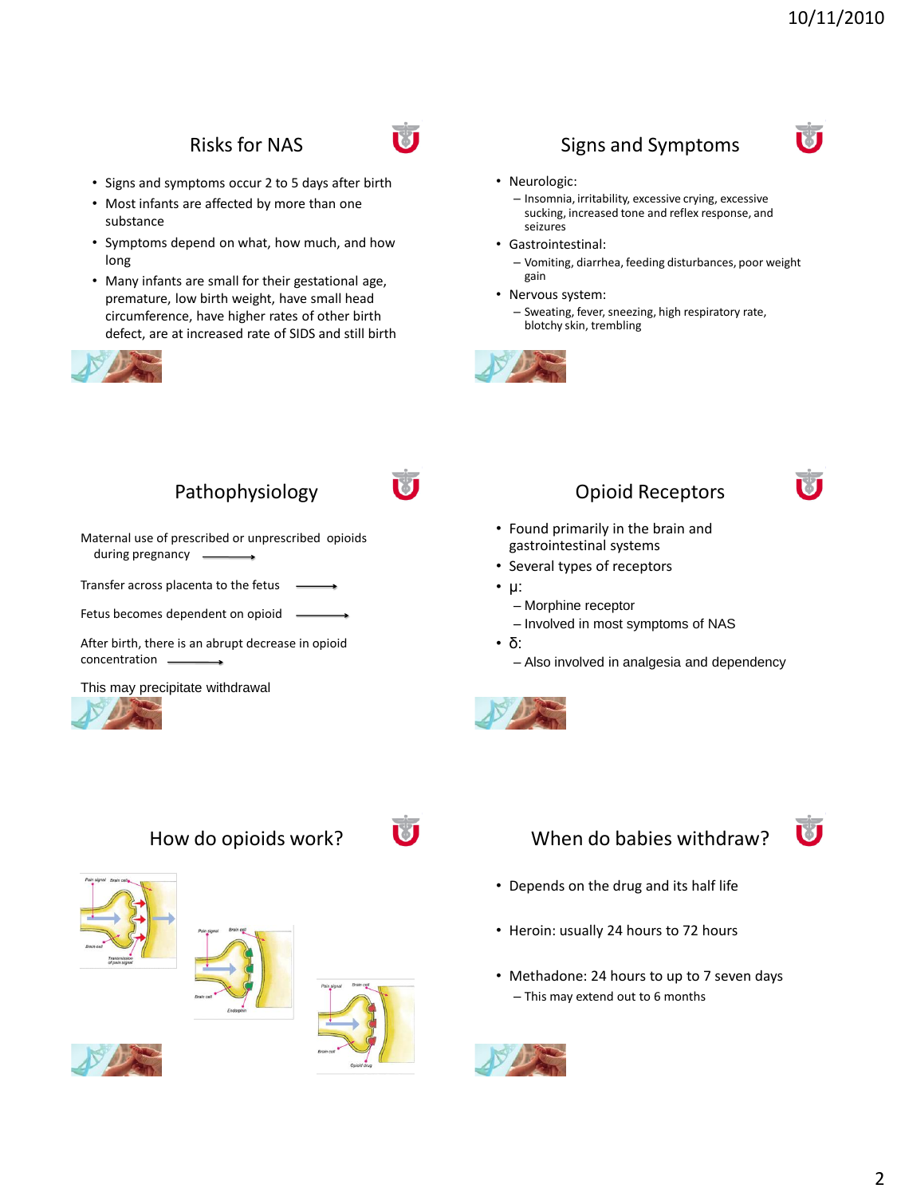## Risks for NAS

- Signs and symptoms occur 2 to 5 days after birth
- Most infants are affected by more than one substance
- Symptoms depend on what, how much, and how long
- Many infants are small for their gestational age, premature, low birth weight, have small head circumference, have higher rates of other birth defect, are at increased rate of SIDS and still birth

## Signs and Symptoms

- Neurologic:
  - Insomnia, irritability, excessive crying, excessive sucking, increased tone and reflex response, and seizures
- Gastrointestinal:
  - Vomiting, diarrhea, feeding disturbances, poor weight gain
- Nervous system:
  - Sweating, fever, sneezing, high respiratory rate, blotchy skin, trembling

## Pathophysiology

Maternal use of prescribed or unprescribed opioids during pregnancy →

Transfer across placenta to the fetus →

Fetus becomes dependent on opioid →

After birth, there is an abrupt decrease in opioid concentration →

This may precipitate withdrawal

## Opioid Receptors

- Found primarily in the brain and gastrointestinal systems
- Several types of receptors
- μ:
  - Morphine receptor
  - Involved in most symptoms of NAS
- δ:
  - Also involved in analgesia and dependency

## How do opioids work?

Pain signal, Brain cell, Brain cell, Transmission of pain signal

Pain signal, Brain cell, Brain cell, Endorphin

Pain signal, Brain cell, Brain cell, Opioid drug

## When do babies withdraw?

- Depends on the drug and its half life
- Heroin: usually 24 hours to 72 hours
- Methadone: 24 hours to up to 7 seven days
  - This may extend out to 6 months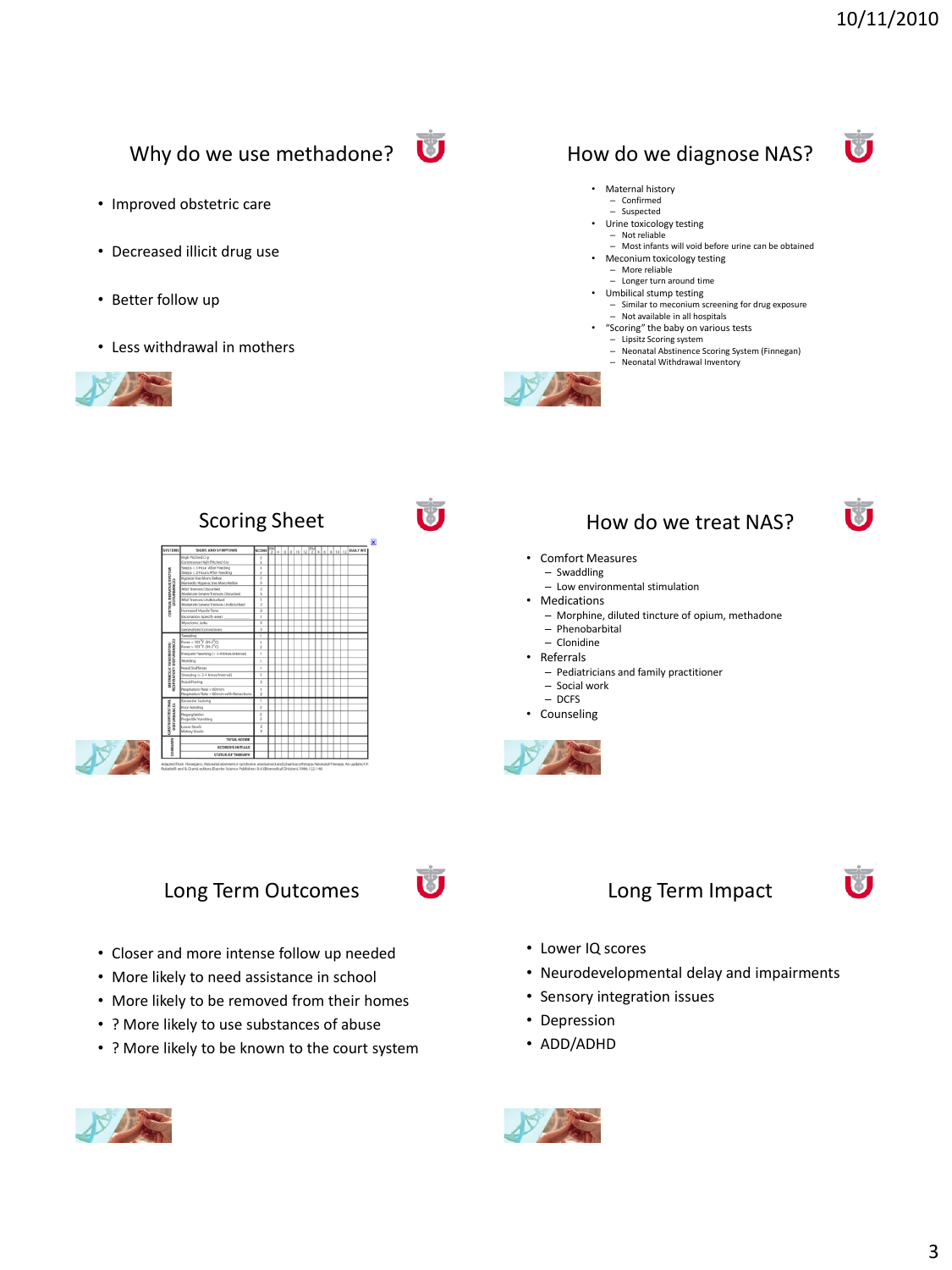## Why do we use methadone?

- Improved obstetric care
- Decreased illicit drug use
- Better follow up
- Less withdrawal in mothers

## How do we diagnose NAS?

- Maternal history
  - Confirmed
  - Suspected
- Urine toxicology testing
  - Not reliable
  - Most infants will void before urine can be obtained
- Meconium toxicology testing
  - More reliable
  - Longer turn around time
- Umbilical stump testing
  - Similar to meconium screening for drug exposure
  - Not available in all hospitals
- "Scoring" the baby on various tests
  - Lipsitz Scoring system
  - Neonatal Abstinence Scoring System (Finnegan)
  - Neonatal Withdrawal Inventory

## Scoring Sheet

## How do we treat NAS?

- Comfort Measures
  - Swaddling
  - Low environmental stimulation
- Medications
  - Morphine, diluted tincture of opium, methadone
  - Phenobarbital
  - Clonidine
- Referrals
  - Pediatricians and family practitioner
  - Social work
  - DCFS
- Counseling

## Long Term Outcomes

- Closer and more intense follow up needed
- More likely to need assistance in school
- More likely to be removed from their homes
- ? More likely to use substances of abuse
- ? More likely to be known to the court system

## Long Term Impact

- Lower IQ scores
- Neurodevelopmental delay and impairments
- Sensory integration issues
- Depression
- ADD/ADHD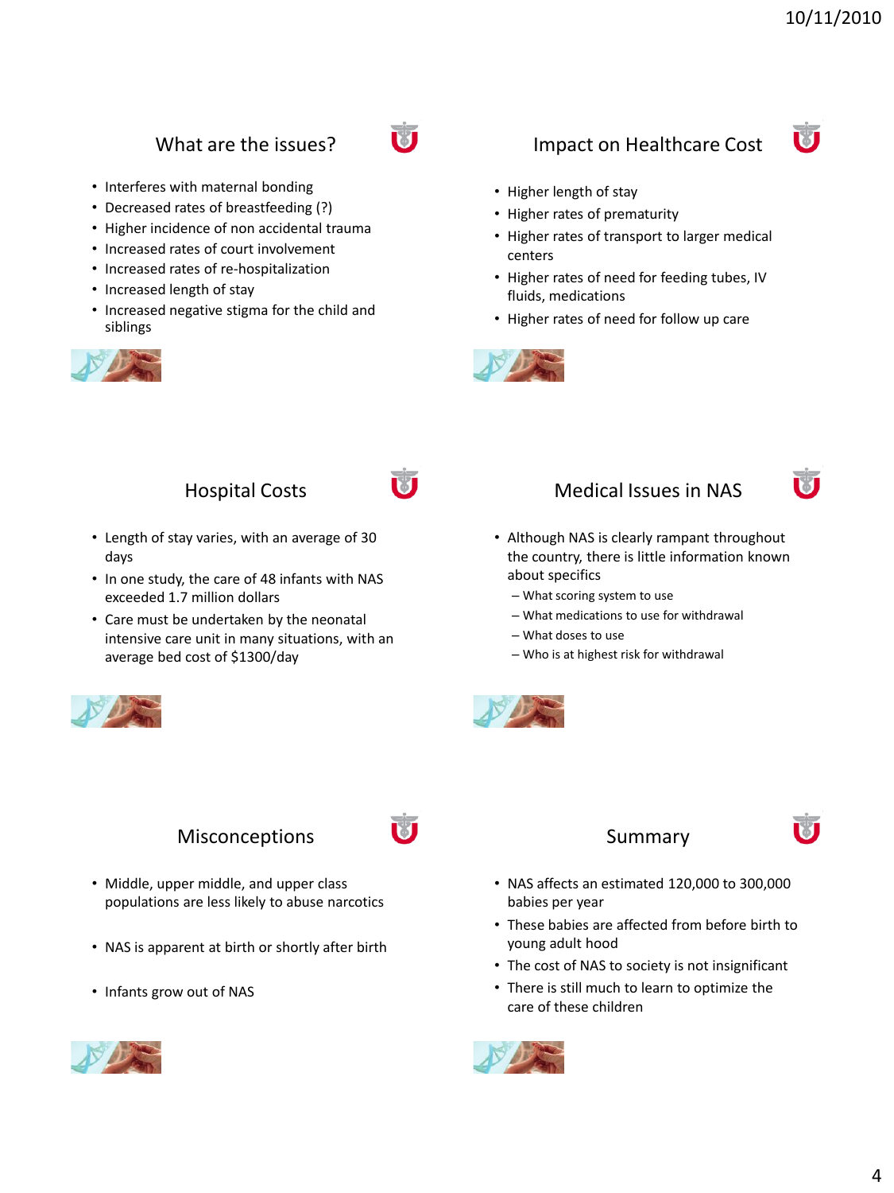## What are the issues?

- Interferes with maternal bonding
- Decreased rates of breastfeeding (?)
- Higher incidence of non accidental trauma
- Increased rates of court involvement
- Increased rates of re-hospitalization
- Increased length of stay
- Increased negative stigma for the child and siblings

## Impact on Healthcare Cost

- Higher length of stay
- Higher rates of prematurity
- Higher rates of transport to larger medical centers
- Higher rates of need for feeding tubes, IV fluids, medications
- Higher rates of need for follow up care

## Hospital Costs

- Length of stay varies, with an average of 30 days
- In one study, the care of 48 infants with NAS exceeded 1.7 million dollars
- Care must be undertaken by the neonatal intensive care unit in many situations, with an average bed cost of $1300/day

## Medical Issues in NAS

- Although NAS is clearly rampant throughout the country, there is little information known about specifics
  - What scoring system to use
  - What medications to use for withdrawal
  - What doses to use
  - Who is at highest risk for withdrawal

## Misconceptions

- Middle, upper middle, and upper class populations are less likely to abuse narcotics
- NAS is apparent at birth or shortly after birth
- Infants grow out of NAS

## Summary

- NAS affects an estimated 120,000 to 300,000 babies per year
- These babies are affected from before birth to young adult hood
- The cost of NAS to society is not insignificant
- There is still much to learn to optimize the care of these children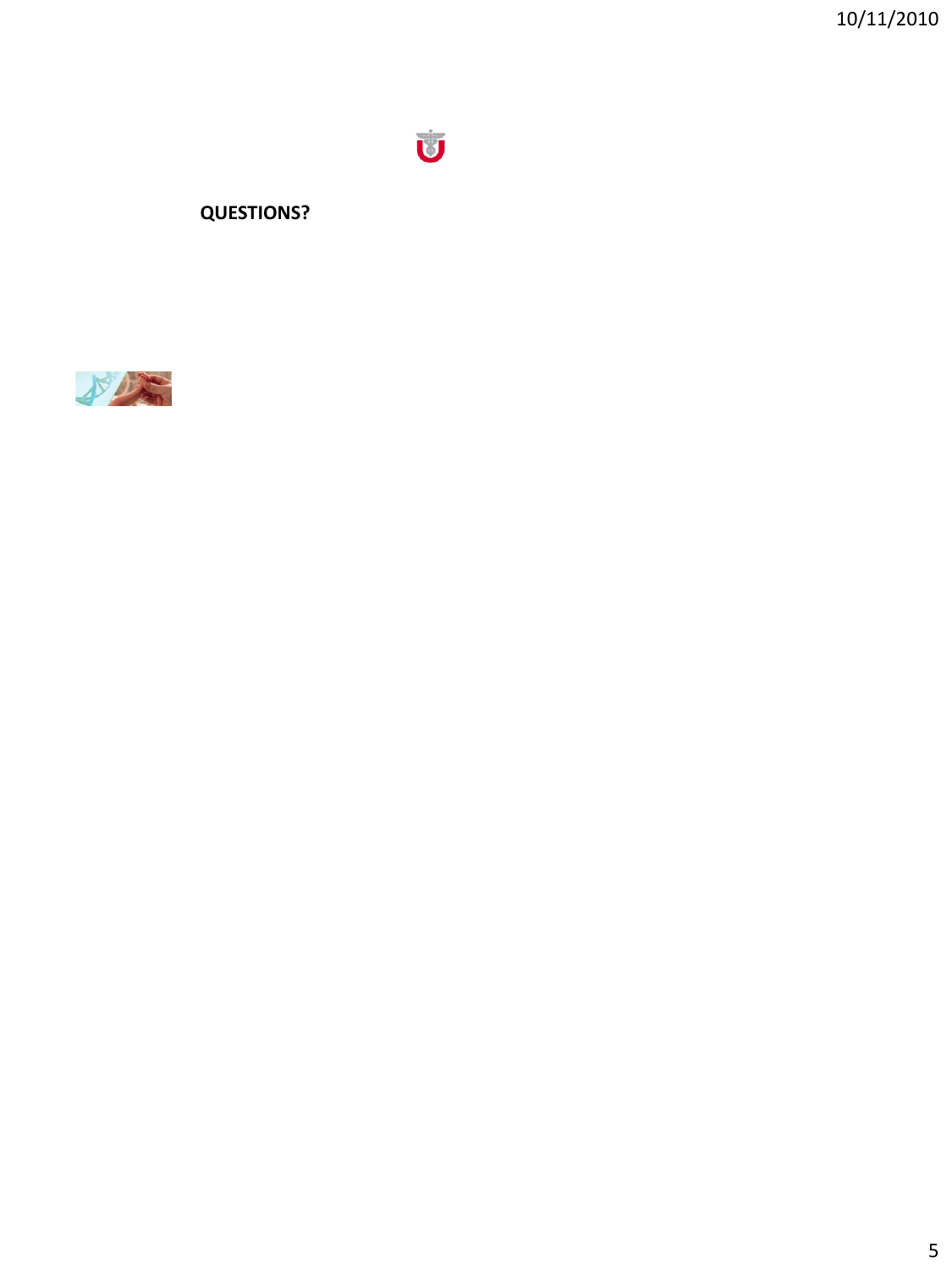**QUESTIONS?**